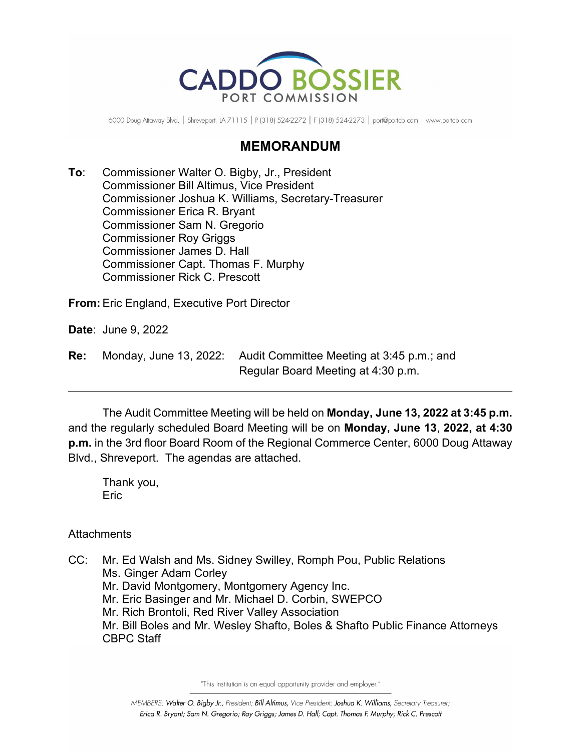CADDO BOSSIER
PORT COMMISSION

6000 Doug Attaway Blvd. | Shreveport, LA 71115 | P (318) 524-2272 | F (318) 524-2273 | port@portcb.com | www.portcb.com

# MEMORANDUM

**To**: Commissioner Walter O. Bigby, Jr., President
Commissioner Bill Altimus, Vice President
Commissioner Joshua K. Williams, Secretary-Treasurer
Commissioner Erica R. Bryant
Commissioner Sam N. Gregorio
Commissioner Roy Griggs
Commissioner James D. Hall
Commissioner Capt. Thomas F. Murphy
Commissioner Rick C. Prescott

**From:** Eric England, Executive Port Director

**Date**: June 9, 2022

**Re:** Monday, June 13, 2022: Audit Committee Meeting at 3:45 p.m.; and Regular Board Meeting at 4:30 p.m.

---

The Audit Committee Meeting will be held on **Monday, June 13, 2022 at 3:45 p.m.** and the regularly scheduled Board Meeting will be on **Monday, June 13**, **2022, at 4:30 p.m.** in the 3rd floor Board Room of the Regional Commerce Center, 6000 Doug Attaway Blvd., Shreveport. The agendas are attached.

Thank you,
Eric

Attachments

CC: Mr. Ed Walsh and Ms. Sidney Swilley, Romph Pou, Public Relations
Ms. Ginger Adam Corley
Mr. David Montgomery, Montgomery Agency Inc.
Mr. Eric Basinger and Mr. Michael D. Corbin, SWEPCO
Mr. Rich Brontoli, Red River Valley Association
Mr. Bill Boles and Mr. Wesley Shafto, Boles & Shafto Public Finance Attorneys
CBPC Staff

"This institution is an equal opportunity provider and employer."

*MEMBERS: Walter O. Bigby Jr., President; Bill Altimus, Vice President; Joshua K. Williams, Secretary Treasurer; Erica R. Bryant; Sam N. Gregorio; Roy Griggs; James D. Hall; Capt. Thomas F. Murphy; Rick C. Prescott*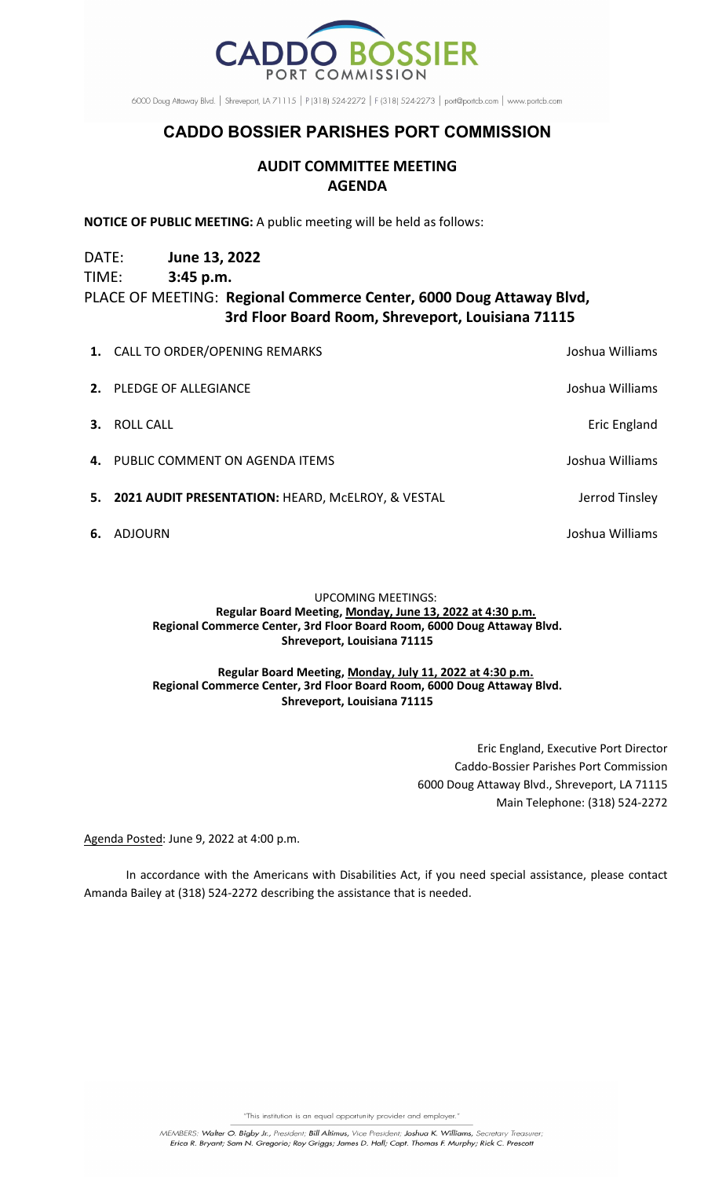CADDO BOSSIER PORT COMMISSION

6000 Doug Attaway Blvd. | Shreveport, LA 71115 | P (318) 524-2272 | F (318) 524-2273 | port@portcb.com | www.portcb.com

# CADDO BOSSIER PARISHES PORT COMMISSION

## AUDIT COMMITTEE MEETING
## AGENDA

**NOTICE OF PUBLIC MEETING:** A public meeting will be held as follows:

DATE: **June 13, 2022**
TIME: **3:45 p.m.**
PLACE OF MEETING: **Regional Commerce Center, 6000 Doug Attaway Blvd, 3rd Floor Board Room, Shreveport, Louisiana 71115**

| | | |
|---|---|---|
| **1.** | CALL TO ORDER/OPENING REMARKS | Joshua Williams |
| **2.** | PLEDGE OF ALLEGIANCE | Joshua Williams |
| **3.** | ROLL CALL | Eric England |
| **4.** | PUBLIC COMMENT ON AGENDA ITEMS | Joshua Williams |
| **5.** | **2021 AUDIT PRESENTATION:** HEARD, McELROY, & VESTAL | Jerrod Tinsley |
| **6.** | ADJOURN | Joshua Williams |

UPCOMING MEETINGS:
**Regular Board Meeting, Monday, June 13, 2022 at 4:30 p.m.**
**Regional Commerce Center, 3rd Floor Board Room, 6000 Doug Attaway Blvd.**
**Shreveport, Louisiana 71115**

**Regular Board Meeting, Monday, July 11, 2022 at 4:30 p.m.**
**Regional Commerce Center, 3rd Floor Board Room, 6000 Doug Attaway Blvd.**
**Shreveport, Louisiana 71115**

Eric England, Executive Port Director
Caddo-Bossier Parishes Port Commission
6000 Doug Attaway Blvd., Shreveport, LA 71115
Main Telephone: (318) 524-2272

Agenda Posted: June 9, 2022 at 4:00 p.m.

In accordance with the Americans with Disabilities Act, if you need special assistance, please contact Amanda Bailey at (318) 524-2272 describing the assistance that is needed.

"This institution is an equal opportunity provider and employer."

*MEMBERS: **Walter O. Bigby Jr.**, President; **Bill Altimus**, Vice President; **Joshua K. Williams**, Secretary Treasurer; **Erica R. Bryant**; **Sam N. Gregorio**; **Roy Griggs**; **James D. Hall**; **Capt. Thomas F. Murphy**; **Rick C. Prescott***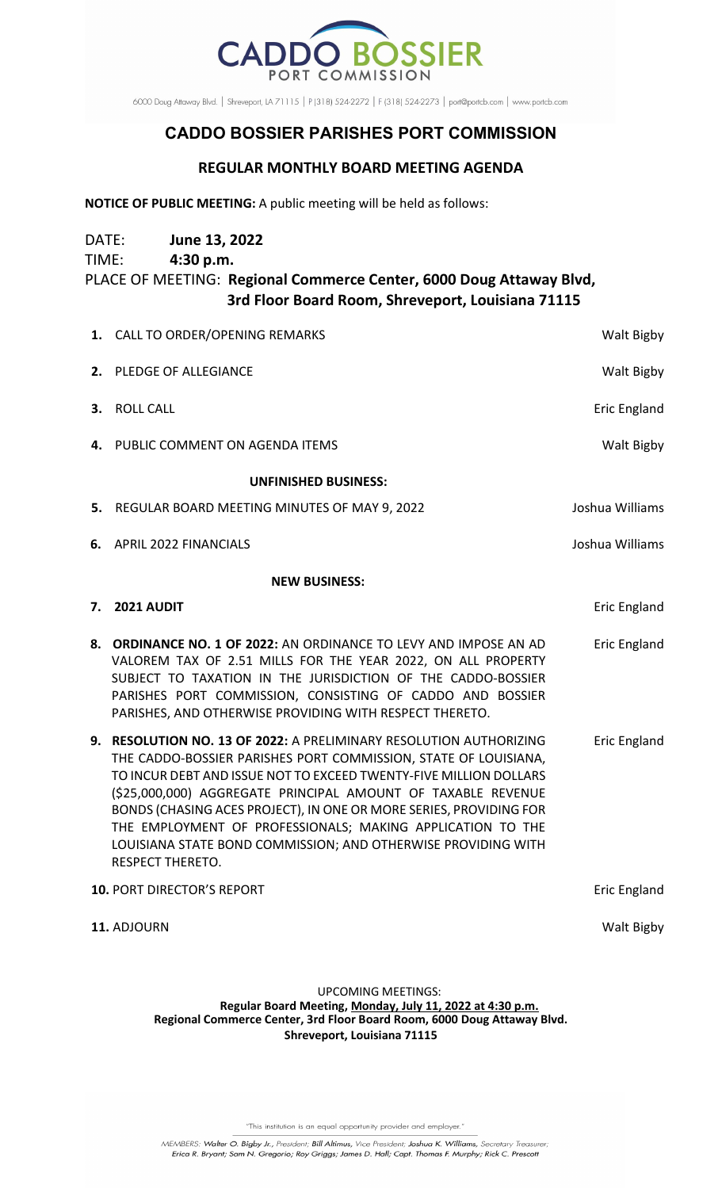CADDO BOSSIER PORT COMMISSION

6000 Doug Attaway Blvd. | Shreveport, LA 71115 | P (318) 524-2272 | F (318) 524-2273 | port@portcb.com | www.portcb.com

# CADDO BOSSIER PARISHES PORT COMMISSION

## REGULAR MONTHLY BOARD MEETING AGENDA

**NOTICE OF PUBLIC MEETING:** A public meeting will be held as follows:

DATE: **June 13, 2022**
TIME: **4:30 p.m.**
PLACE OF MEETING: **Regional Commerce Center, 6000 Doug Attaway Blvd, 3rd Floor Board Room, Shreveport, Louisiana 71115**

| | | |
|---|---|---|
| **1.** | CALL TO ORDER/OPENING REMARKS | Walt Bigby |
| **2.** | PLEDGE OF ALLEGIANCE | Walt Bigby |
| **3.** | ROLL CALL | Eric England |
| **4.** | PUBLIC COMMENT ON AGENDA ITEMS | Walt Bigby |

**UNFINISHED BUSINESS:**

| | | |
|---|---|---|
| **5.** | REGULAR BOARD MEETING MINUTES OF MAY 9, 2022 | Joshua Williams |
| **6.** | APRIL 2022 FINANCIALS | Joshua Williams |

**NEW BUSINESS:**

| | | |
|---|---|---|
| **7.** | **2021 AUDIT** | Eric England |
| **8.** | **ORDINANCE NO. 1 OF 2022:** AN ORDINANCE TO LEVY AND IMPOSE AN AD VALOREM TAX OF 2.51 MILLS FOR THE YEAR 2022, ON ALL PROPERTY SUBJECT TO TAXATION IN THE JURISDICTION OF THE CADDO-BOSSIER PARISHES PORT COMMISSION, CONSISTING OF CADDO AND BOSSIER PARISHES, AND OTHERWISE PROVIDING WITH RESPECT THERETO. | Eric England |
| **9.** | **RESOLUTION NO. 13 OF 2022:** A PRELIMINARY RESOLUTION AUTHORIZING THE CADDO-BOSSIER PARISHES PORT COMMISSION, STATE OF LOUISIANA, TO INCUR DEBT AND ISSUE NOT TO EXCEED TWENTY-FIVE MILLION DOLLARS ($25,000,000) AGGREGATE PRINCIPAL AMOUNT OF TAXABLE REVENUE BONDS (CHASING ACES PROJECT), IN ONE OR MORE SERIES, PROVIDING FOR THE EMPLOYMENT OF PROFESSIONALS; MAKING APPLICATION TO THE LOUISIANA STATE BOND COMMISSION; AND OTHERWISE PROVIDING WITH RESPECT THERETO. | Eric England |
| **10.** | PORT DIRECTOR'S REPORT | Eric England |
| **11.** | ADJOURN | Walt Bigby |

UPCOMING MEETINGS:
**Regular Board Meeting, Monday, July 11, 2022 at 4:30 p.m.**
**Regional Commerce Center, 3rd Floor Board Room, 6000 Doug Attaway Blvd.**
**Shreveport, Louisiana 71115**

"This institution is an equal opportunity provider and employer."

*MEMBERS:* ***Walter O. Bigby Jr.****, President;* ***Bill Altimus****, Vice President;* ***Joshua K. Williams****, Secretary Treasurer;* ***Erica R. Bryant; Sam N. Gregorio; Roy Griggs; James D. Hall; Capt. Thomas F. Murphy; Rick C. Prescott***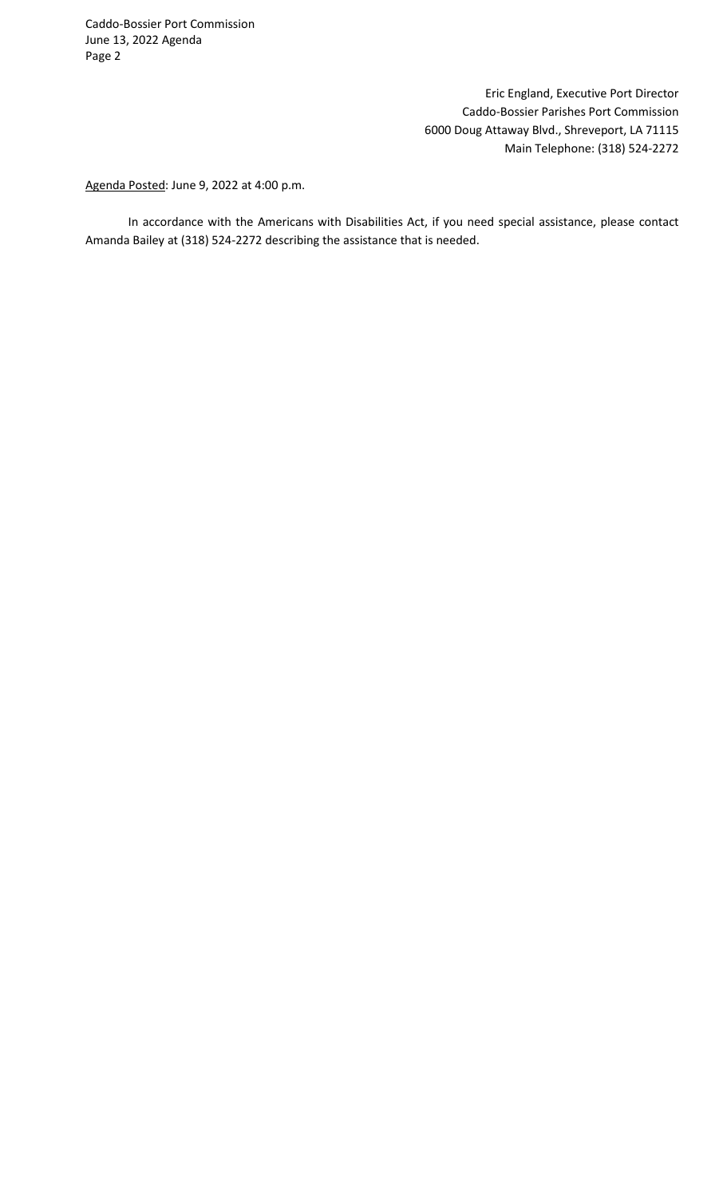Eric England, Executive Port Director
Caddo-Bossier Parishes Port Commission
6000 Doug Attaway Blvd., Shreveport, LA 71115
Main Telephone: (318) 524-2272

Agenda Posted: June 9, 2022 at 4:00 p.m.

In accordance with the Americans with Disabilities Act, if you need special assistance, please contact Amanda Bailey at (318) 524-2272 describing the assistance that is needed.